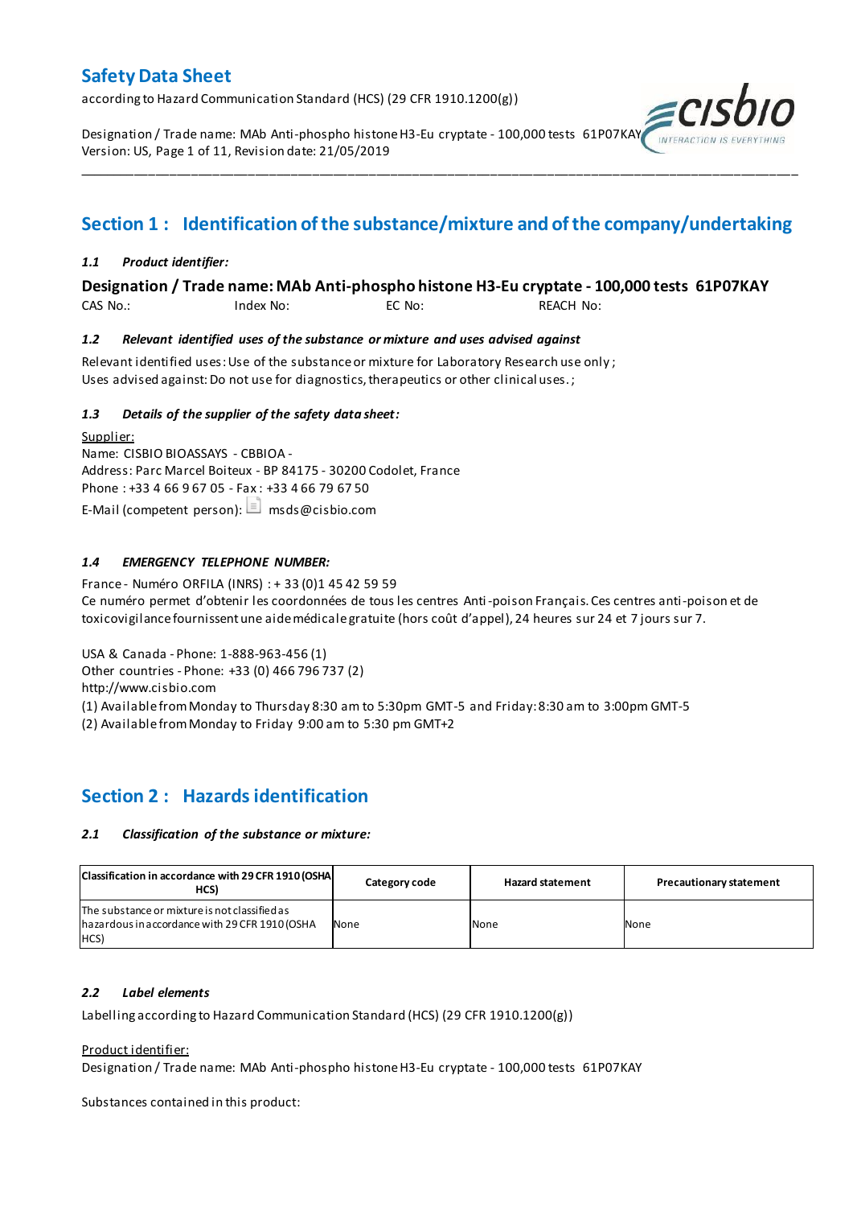# Safety Data Sheet

according to Hazard Communication Standard (HCS) (29 CFR 1910.1200(g))

Designation / Trade name: MAb Anti-phospho histone H3-Eu cryptate - 100,000 tests 61P07KAY
Version: US, Page 1 of 11, Revision date: 21/05/2019

## Section 1 : Identification of the substance/mixture and of the company/undertaking

### 1.1 *Product identifier:*

**Designation / Trade name: MAb Anti-phospho histone H3-Eu cryptate - 100,000 tests 61P07KAY**

CAS No.: Index No: EC No: REACH No:

### 1.2 *Relevant identified uses of the substance or mixture and uses advised against*

Relevant identified uses: Use of the substance or mixture for Laboratory Research use only ;
Uses advised against: Do not use for diagnostics, therapeutics or other clinical uses. ;

### 1.3 *Details of the supplier of the safety data sheet:*

Supplier:
Name: CISBIO BIOASSAYS - CBBIOA -
Address: Parc Marcel Boiteux - BP 84175 - 30200 Codolet, France
Phone : +33 4 66 9 67 05 - Fax : +33 4 66 79 67 50
E-Mail (competent person): msds@cisbio.com

### 1.4 *EMERGENCY TELEPHONE NUMBER:*

France - Numéro ORFILA (INRS) : + 33 (0)1 45 42 59 59
Ce numéro permet d'obtenir les coordonnées de tous les centres Anti-poison Français. Ces centres anti-poison et de toxicovigilance fournissent une aide médicale gratuite (hors coût d'appel), 24 heures sur 24 et 7 jours sur 7.

USA & Canada - Phone: 1-888-963-456 (1)
Other countries - Phone: +33 (0) 466 796 737 (2)
http://www.cisbio.com
(1) Available from Monday to Thursday 8:30 am to 5:30pm GMT-5 and Friday: 8:30 am to 3:00pm GMT-5
(2) Available from Monday to Friday 9:00 am to 5:30 pm GMT+2

## Section 2 : Hazards identification

### 2.1 *Classification of the substance or mixture:*

| Classification in accordance with 29 CFR 1910 (OSHA HCS) | Category code | Hazard statement | Precautionary statement |
|---|---|---|---|
| The substance or mixture is not classified as hazardous in accordance with 29 CFR 1910 (OSHA HCS) | None | None | None |

### 2.2 *Label elements*

Labelling according to Hazard Communication Standard (HCS) (29 CFR 1910.1200(g))

Product identifier:
Designation / Trade name: MAb Anti-phospho histone H3-Eu cryptate - 100,000 tests 61P07KAY

Substances contained in this product: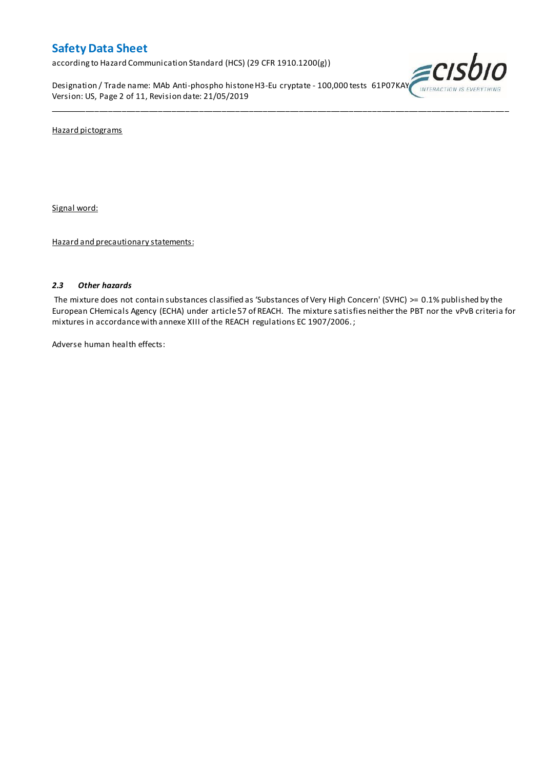Hazard pictograms

Signal word:

Hazard and precautionary statements:

### *2.3 Other hazards*

The mixture does not contain substances classified as 'Substances of Very High Concern' (SVHC) >= 0.1% published by the European CHemicals Agency (ECHA) under article 57 of REACH. The mixture satisfies neither the PBT nor the vPvB criteria for mixtures in accordance with annexe XIII of the REACH regulations EC 1907/2006. ;

Adverse human health effects: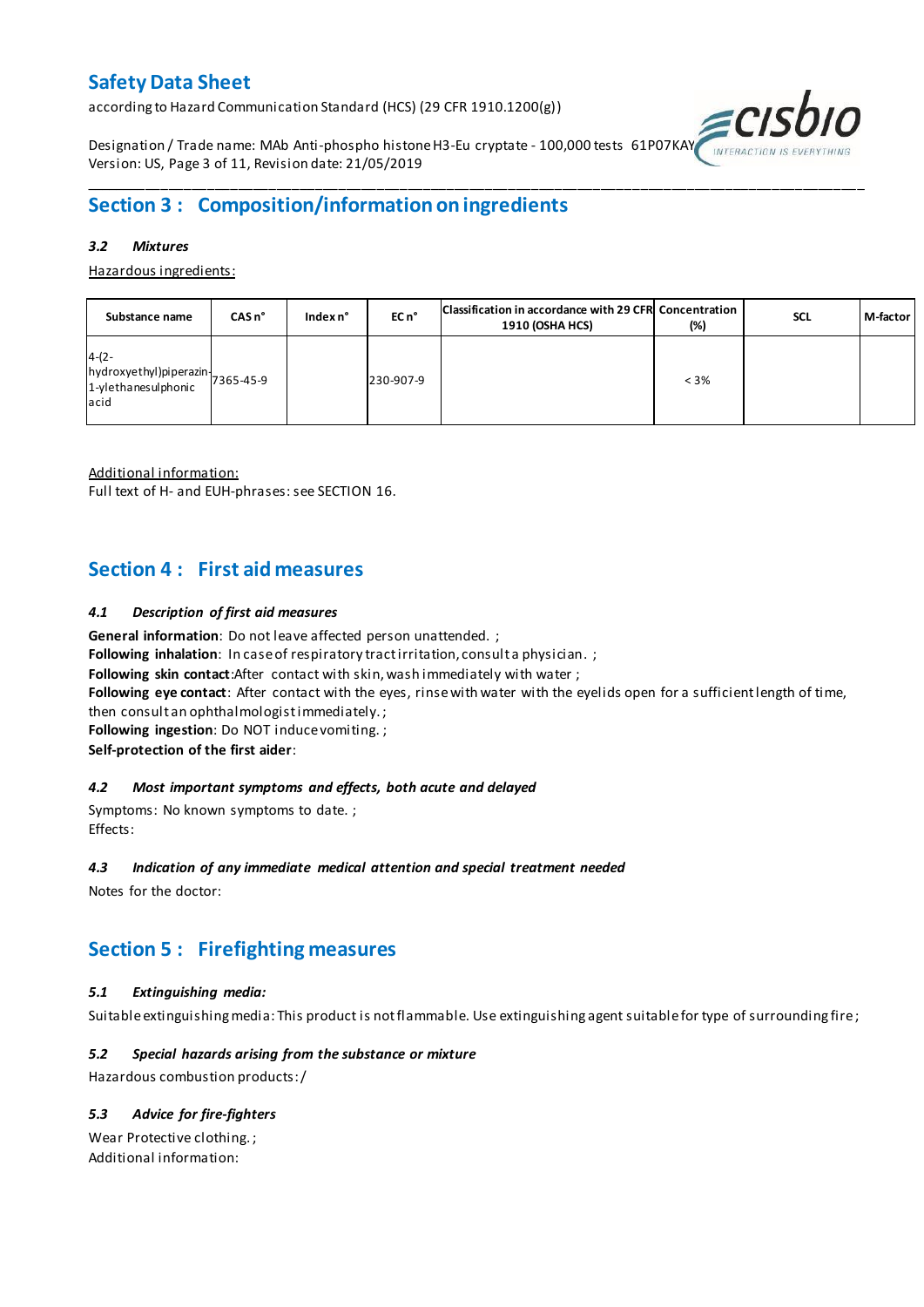## Section 3 : Composition/information on ingredients

### *3.2 Mixtures*

Hazardous ingredients:

| Substance name | CAS n° | Index n° | EC n° | Classification in accordance with 29 CFR 1910 (OSHA HCS) | Concentration (%) | SCL | M-factor |
|---|---|---|---|---|---|---|---|
| 4-(2-hydroxyethyl)piperazin-1-ylethanesulphonic acid | 7365-45-9 | | 230-907-9 | | < 3% | | |

Additional information:
Full text of H- and EUH-phrases: see SECTION 16.

## Section 4 : First aid measures

### *4.1 Description of first aid measures*

**General information**: Do not leave affected person unattended. ;
**Following inhalation**: In case of respiratory tract irritation, consult a physician. ;
**Following skin contact**:After contact with skin, wash immediately with water ;
**Following eye contact**: After contact with the eyes, rinse with water with the eyelids open for a sufficient length of time, then consult an ophthalmologist immediately. ;
**Following ingestion**: Do NOT induce vomiting. ;
**Self-protection of the first aider**:

### *4.2 Most important symptoms and effects, both acute and delayed*

Symptoms: No known symptoms to date. ;
Effects:

### *4.3 Indication of any immediate medical attention and special treatment needed*

Notes for the doctor:

## Section 5 : Firefighting measures

### *5.1 Extinguishing media:*

Suitable extinguishing media: This product is not flammable. Use extinguishing agent suitable for type of surrounding fire ;

### *5.2 Special hazards arising from the substance or mixture*

Hazardous combustion products: /

### *5.3 Advice for fire-fighters*

Wear Protective clothing. ;
Additional information: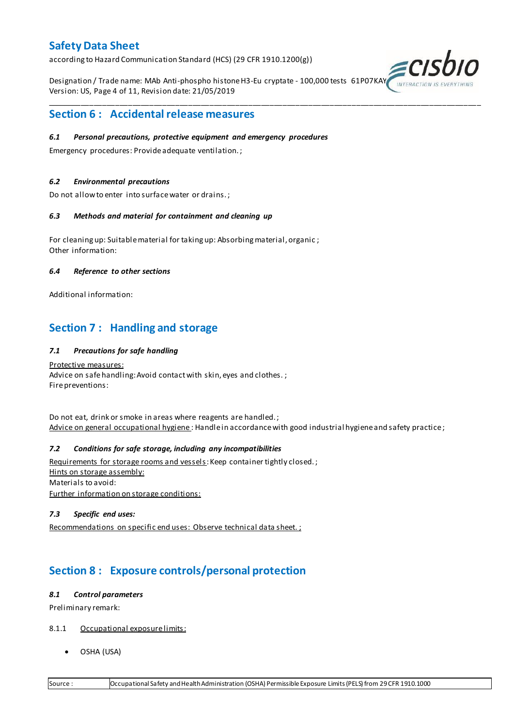## Section 6 : Accidental release measures

### *6.1 Personal precautions, protective equipment and emergency procedures*

Emergency procedures: Provide adequate ventilation. ;

### *6.2 Environmental precautions*

Do not allow to enter into surface water or drains. ;

### *6.3 Methods and material for containment and cleaning up*

For cleaning up: Suitable material for taking up: Absorbing material, organic ;
Other information:

### *6.4 Reference to other sections*

Additional information:

## Section 7 : Handling and storage

### *7.1 Precautions for safe handling*

Protective measures:
Advice on safe handling: Avoid contact with skin, eyes and clothes. ;
Fire preventions:

Do not eat, drink or smoke in areas where reagents are handled. ;
Advice on general occupational hygiene : Handle in accordance with good industrial hygiene and safety practice ;

### *7.2 Conditions for safe storage, including any incompatibilities*

Requirements for storage rooms and vessels: Keep container tightly closed. ;
Hints on storage assembly:
Materials to avoid:
Further information on storage conditions:

### *7.3 Specific end uses:*

Recommendations on specific end uses: Observe technical data sheet. ;

## Section 8 : Exposure controls/personal protection

### *8.1 Control parameters*

Preliminary remark:

8.1.1 Occupational exposure limits:

- OSHA (USA)

| Source : | Occupational Safety and Health Administration (OSHA) Permissible Exposure Limits (PELS) from 29 CFR 1910.1000 |
|---|---|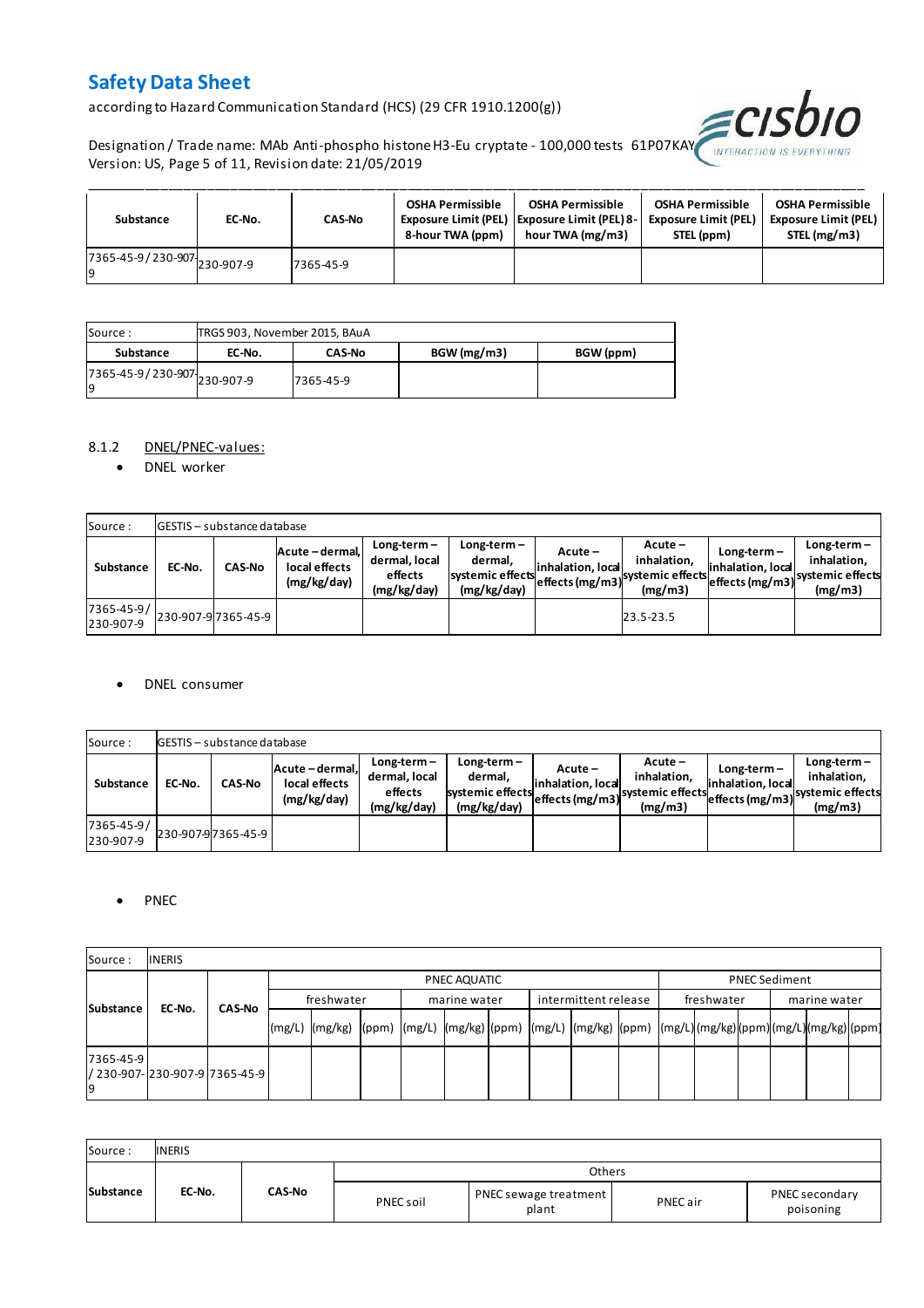| Substance | EC-No. | CAS-No | OSHA Permissible Exposure Limit (PEL) 8-hour TWA (ppm) | OSHA Permissible Exposure Limit (PEL) 8-hour TWA (mg/m3) | OSHA Permissible Exposure Limit (PEL) STEL (ppm) | OSHA Permissible Exposure Limit (PEL) STEL (mg/m3) |
|---|---|---|---|---|---|---|
| 7365-45-9 / 230-907-9 | 230-907-9 | 7365-45-9 | | | | |

| Source : | TRGS 903, November 2015, BAuA | | | |
|---|---|---|---|---|
| **Substance** | **EC-No.** | **CAS-No** | **BGW (mg/m3)** | **BGW (ppm)** |
| 7365-45-9 / 230-907-9 | 230-907-9 | 7365-45-9 | | |

8.1.2 DNEL/PNEC-values:

- DNEL worker

| Source : | GESTIS – substance database | | | | | | | | |
|---|---|---|---|---|---|---|---|---|---|
| **Substance** | **EC-No.** | **CAS-No** | **Acute – dermal, local effects (mg/kg/day)** | **Long-term – dermal, local effects (mg/kg/day)** | **Long-term – dermal, systemic effects (mg/kg/day)** | **Acute – inhalation, local effects (mg/m3)** | **Acute – inhalation, systemic effects (mg/m3)** | **Long-term – inhalation, local effects (mg/m3)** | **Long-term – inhalation, systemic effects (mg/m3)** |
| 7365-45-9 / 230-907-9 | 230-907-9 | 7365-45-9 | | | | | 23.5-23.5 | | |

- DNEL consumer

| Source : | GESTIS – substance database | | | | | | | | |
|---|---|---|---|---|---|---|---|---|---|
| **Substance** | **EC-No.** | **CAS-No** | **Acute – dermal, local effects (mg/kg/day)** | **Long-term – dermal, local effects (mg/kg/day)** | **Long-term – dermal, systemic effects (mg/kg/day)** | **Acute – inhalation, local effects (mg/m3)** | **Acute – inhalation, systemic effects (mg/m3)** | **Long-term – inhalation, local effects (mg/m3)** | **Long-term – inhalation, systemic effects (mg/m3)** |
| 7365-45-9 / 230-907-9 | 230-907-9 | 7365-45-9 | | | | | | | |

- PNEC

| Source : | INERIS | | | | | | | | | | | | | | | | | | | | |
|---|---|---|---|---|---|---|---|---|---|---|---|---|---|---|---|---|---|---|---|---|---|
| **Substance** | **EC-No.** | **CAS-No** | PNEC AQUATIC | | | | | | | | | PNEC Sediment | | | | | |
| | | | freshwater | | | marine water | | | intermittent release | | | freshwater | | | marine water | | |
| | | | (mg/L) | (mg/kg) | (ppm) | (mg/L) | (mg/kg) | (ppm) | (mg/L) | (mg/kg) | (ppm) | (mg/L) | (mg/kg) | (ppm) | (mg/L) | (mg/kg) | (ppm) |
| 7365-45-9 / 230-907-9 | 230-907-9 | 7365-45-9 | | | | | | | | | | | | | | | |

| Source : | INERIS | | | | | |
|---|---|---|---|---|---|---|
| **Substance** | **EC-No.** | **CAS-No** | Others | | | |
| | | | PNEC soil | PNEC sewage treatment plant | PNEC air | PNEC secondary poisoning |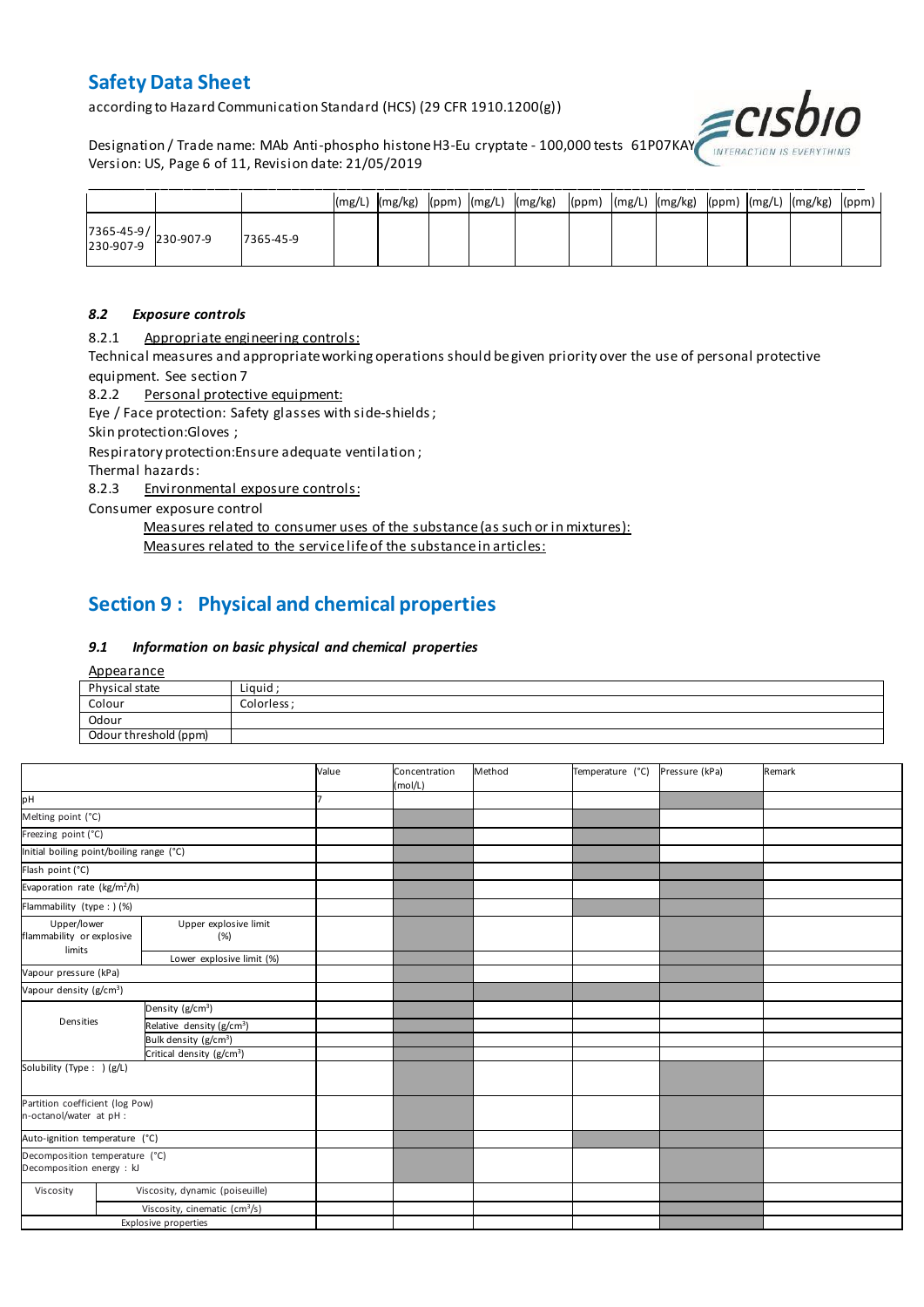| | | | (mg/L) | (mg/kg) | (ppm) | (mg/L) | (mg/kg) | (ppm) | (mg/L) | (mg/kg) | (ppm) | (mg/L) | (mg/kg) | (ppm) |
|---|---|---|---|---|---|---|---|---|---|---|---|---|---|---|
| 7365-45-9/ 230-907-9 | 230-907-9 | 7365-45-9 | | | | | | | | | | | | |

### 8.2 *Exposure controls*

8.2.1 Appropriate engineering controls:

Technical measures and appropriate working operations should be given priority over the use of personal protective equipment. See section 7

8.2.2 Personal protective equipment:

Eye / Face protection: Safety glasses with side-shields ;

Skin protection:Gloves ;

Respiratory protection:Ensure adequate ventilation ;

Thermal hazards:

8.2.3 Environmental exposure controls:

Consumer exposure control

Measures related to consumer uses of the substance (as such or in mixtures):

Measures related to the service life of the substance in articles:

## Section 9 : Physical and chemical properties

### 9.1 *Information on basic physical and chemical properties*

Appearance

| Physical state | Liquid ; |
|---|---|
| Colour | Colorless ; |
| Odour | |
| Odour threshold (ppm) | |

| | | Value | Concentration (mol/L) | Method | Temperature (°C) | Pressure (kPa) | Remark |
|---|---|---|---|---|---|---|---|
| pH | | 7 | | | | | |
| Melting point (°C) | | | | | | | |
| Freezing point (°C) | | | | | | | |
| Initial boiling point/boiling range (°C) | | | | | | | |
| Flash point (°C) | | | | | | | |
| Evaporation rate (kg/m²/h) | | | | | | | |
| Flammability (type : ) (%) | | | | | | | |
| Upper/lower flammability or explosive limits | Upper explosive limit (%) | | | | | | |
| | Lower explosive limit (%) | | | | | | |
| Vapour pressure (kPa) | | | | | | | |
| Vapour density (g/cm³) | | | | | | | |
| Densities | Density (g/cm³) | | | | | | |
| | Relative density (g/cm³) | | | | | | |
| | Bulk density (g/cm³) | | | | | | |
| | Critical density (g/cm³) | | | | | | |
| Solubility (Type : ) (g/L) | | | | | | | |
| Partition coefficient (log Pow) n-octanol/water at pH : | | | | | | | |
| Auto-ignition temperature (°C) | | | | | | | |
| Decomposition temperature (°C) Decomposition energy : kJ | | | | | | | |
| Viscosity | Viscosity, dynamic (poiseuille) | | | | | | |
| | Viscosity, cinematic (cm³/s) | | | | | | |
| Explosive properties | | | | | | | |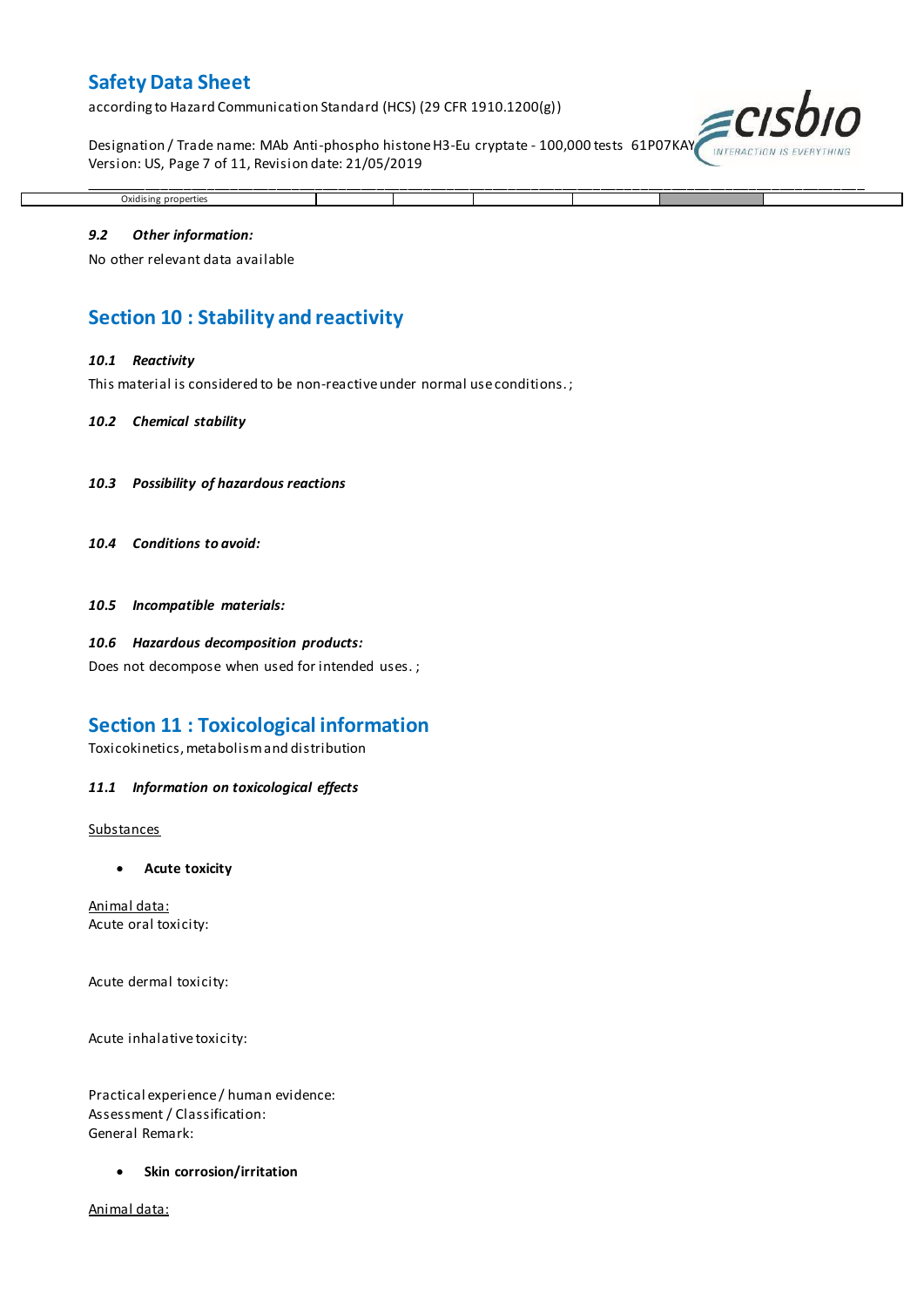| Oxidising properties | | | | | | |
|---|---|---|---|---|---|---|

### *9.2 Other information:*

No other relevant data available

## Section 10 : Stability and reactivity

### *10.1 Reactivity*

This material is considered to be non-reactive under normal use conditions. ;

### *10.2 Chemical stability*

### *10.3 Possibility of hazardous reactions*

### *10.4 Conditions to avoid:*

### *10.5 Incompatible materials:*

### *10.6 Hazardous decomposition products:*

Does not decompose when used for intended uses. ;

## Section 11 : Toxicological information

Toxicokinetics, metabolism and distribution

### *11.1 Information on toxicological effects*

Substances

- **Acute toxicity**

Animal data:
Acute oral toxicity:

Acute dermal toxicity:

Acute inhalative toxicity:

Practical experience / human evidence:
Assessment / Classification:
General Remark:

- **Skin corrosion/irritation**

Animal data: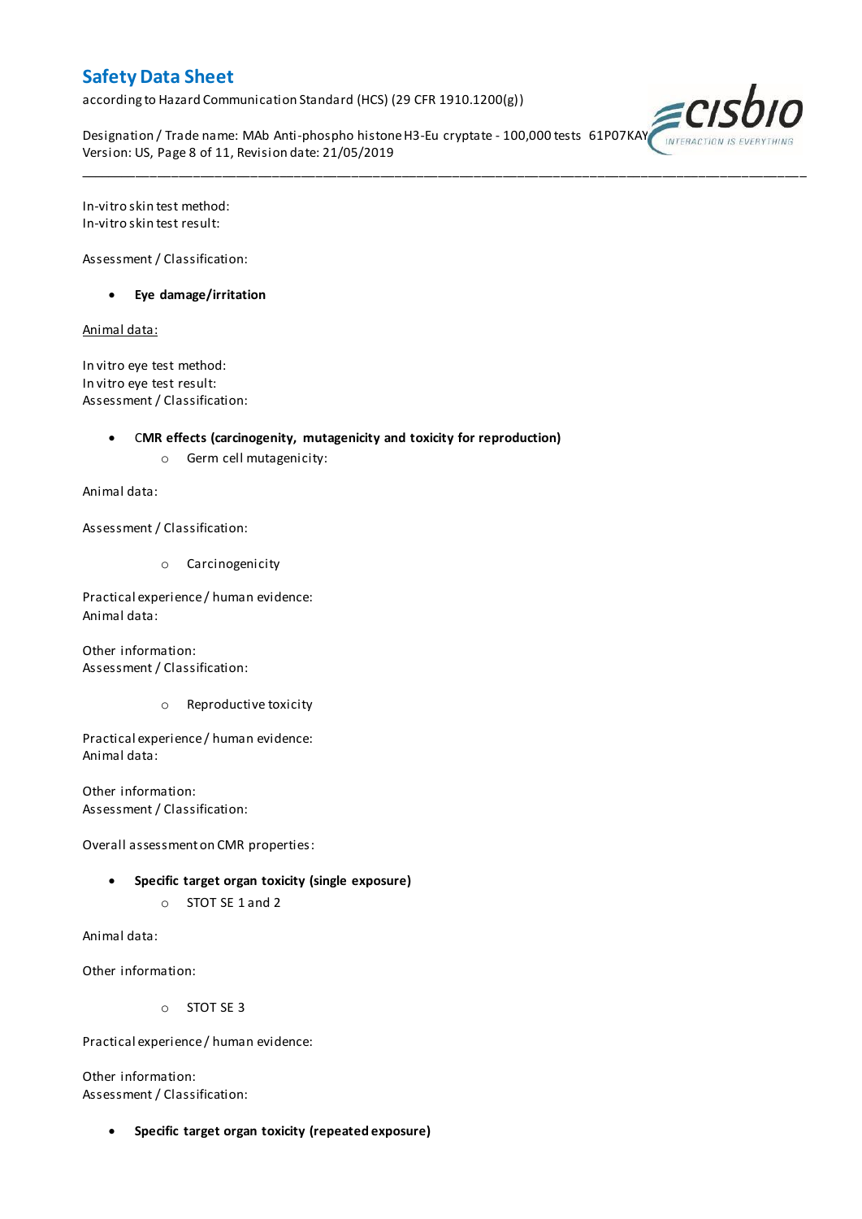In-vitro skin test method:
In-vitro skin test result:

Assessment / Classification:

- **Eye damage/irritation**

Animal data:

In vitro eye test method:
In vitro eye test result:
Assessment / Classification:

- **CMR effects (carcinogenity, mutagenicity and toxicity for reproduction)**
    - Germ cell mutagenicity:

Animal data:

Assessment / Classification:

- Carcinogenicity

Practical experience / human evidence:
Animal data:

Other information:
Assessment / Classification:

- Reproductive toxicity

Practical experience / human evidence:
Animal data:

Other information:
Assessment / Classification:

Overall assessment on CMR properties:

- **Specific target organ toxicity (single exposure)**
    - STOT SE 1 and 2

Animal data:

Other information:

- STOT SE 3

Practical experience / human evidence:

Other information:
Assessment / Classification:

- **Specific target organ toxicity (repeated exposure)**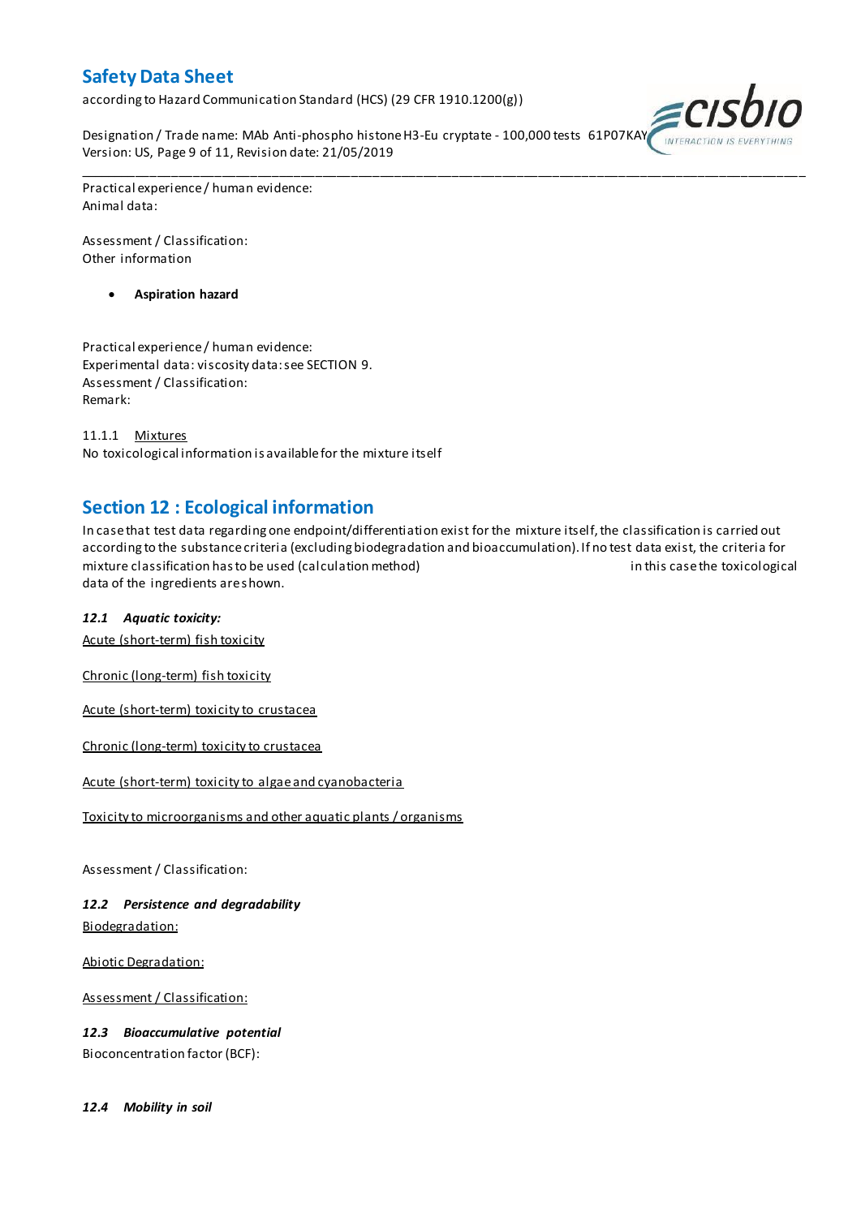Practical experience / human evidence:
Animal data:

Assessment / Classification:
Other information

- **Aspiration hazard**

Practical experience / human evidence:
Experimental data: viscosity data: see SECTION 9.
Assessment / Classification:
Remark:

11.1.1 Mixtures
No toxicological information is available for the mixture itself

## Section 12 : Ecological information

In case that test data regarding one endpoint/differentiation exist for the mixture itself, the classification is carried out according to the substance criteria (excluding biodegradation and bioaccumulation). If no test data exist, the criteria for mixture classification has to be used (calculation method) in this case the toxicological data of the ingredients are shown.

### *12.1 Aquatic toxicity:*

Acute (short-term) fish toxicity

Chronic (long-term) fish toxicity

Acute (short-term) toxicity to crustacea

Chronic (long-term) toxicity to crustacea

Acute (short-term) toxicity to algae and cyanobacteria

Toxicity to microorganisms and other aquatic plants / organisms

Assessment / Classification:

### *12.2 Persistence and degradability*

Biodegradation:

Abiotic Degradation:

Assessment / Classification:

### *12.3 Bioaccumulative potential*

Bioconcentration factor (BCF):

### *12.4 Mobility in soil*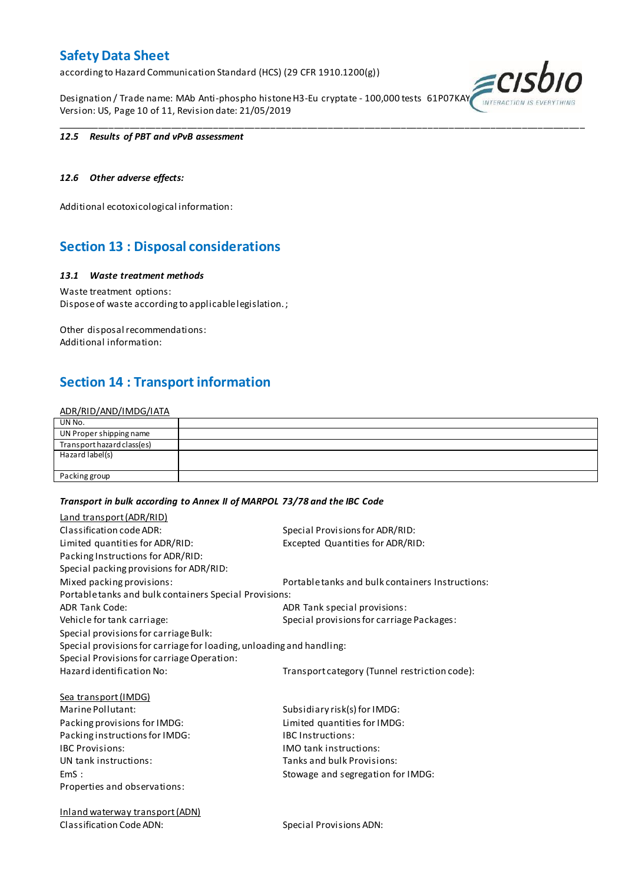**12.5 Results of PBT and vPvB assessment**

**12.6 Other adverse effects:**

Additional ecotoxicological information:

## Section 13 : Disposal considerations

**13.1 Waste treatment methods**

Waste treatment options:
Dispose of waste according to applicable legislation. ;

Other disposal recommendations:
Additional information:

## Section 14 : Transport information

ADR/RID/AND/IMDG/IATA

| | |
|---|---|
| UN No. | |
| UN Proper shipping name | |
| Transport hazard class(es) | |
| Hazard label(s) | |
| Packing group | |

***Transport in bulk according to Annex II of MARPOL 73/78 and the IBC Code***

Land transport (ADR/RID)

Classification code ADR:
Special Provisions for ADR/RID:
Limited quantities for ADR/RID:
Excepted Quantities for ADR/RID:
Packing Instructions for ADR/RID:
Special packing provisions for ADR/RID:
Mixed packing provisions:
Portable tanks and bulk containers Instructions:
Portable tanks and bulk containers Special Provisions:
ADR Tank Code:
ADR Tank special provisions:
Vehicle for tank carriage:
Special provisions for carriage Packages:
Special provisions for carriage Bulk:
Special provisions for carriage for loading, unloading and handling:
Special Provisions for carriage Operation:
Hazard identification No:
Transport category (Tunnel restriction code):

Sea transport (IMDG)

Marine Pollutant:
Subsidiary risk(s) for IMDG:
Packing provisions for IMDG:
Limited quantities for IMDG:
Packing instructions for IMDG:
IBC Instructions:
IBC Provisions:
IMO tank instructions:
UN tank instructions:
Tanks and bulk Provisions:
EmS :
Stowage and segregation for IMDG:
Properties and observations:

Inland waterway transport (ADN)

Classification Code ADN:
Special Provisions ADN: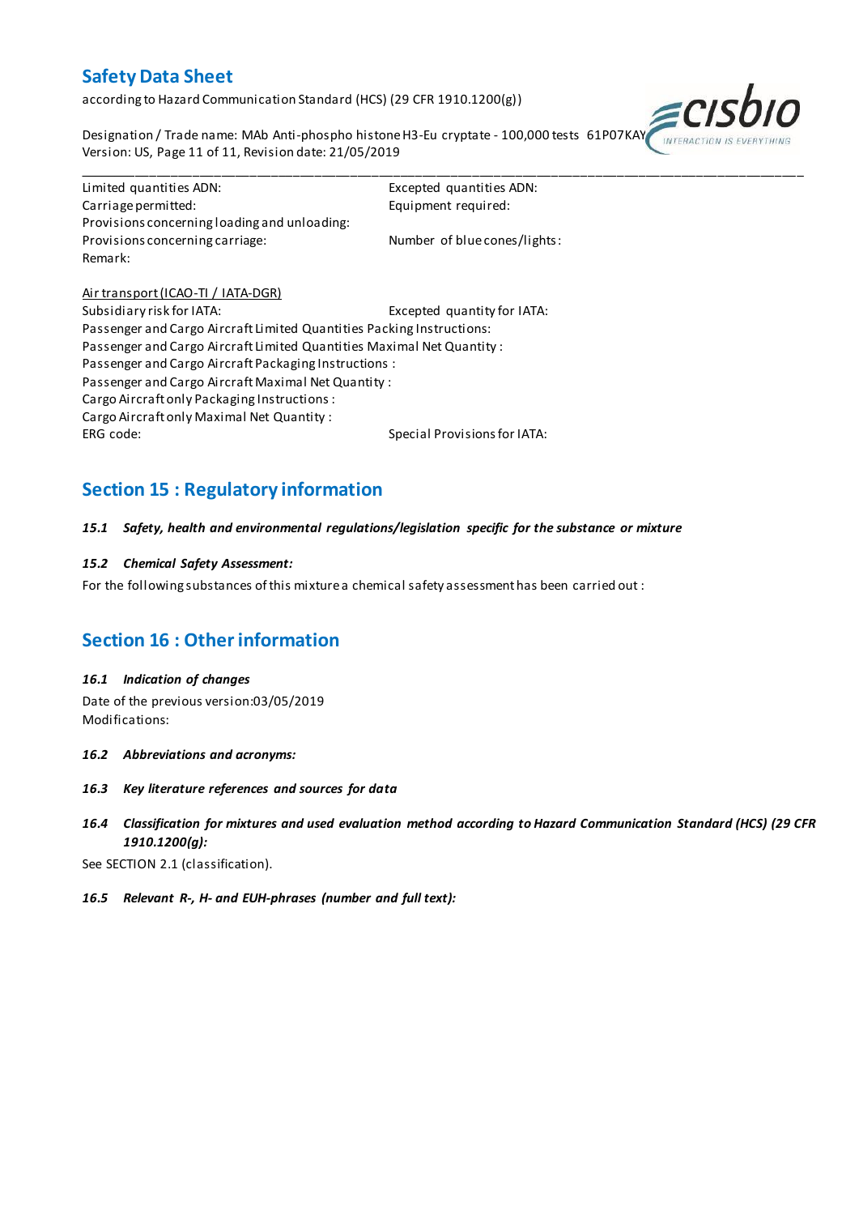| | |
|---|---|
| Limited quantities ADN: | Excepted quantities ADN: |
| Carriage permitted: | Equipment required: |
| Provisions concerning loading and unloading: | |
| Provisions concerning carriage: | Number of blue cones/lights: |
| Remark: | |

Air transport (ICAO-TI / IATA-DGR)

| | |
|---|---|
| Subsidiary risk for IATA: | Excepted quantity for IATA: |
| Passenger and Cargo Aircraft Limited Quantities Packing Instructions: | |
| Passenger and Cargo Aircraft Limited Quantities Maximal Net Quantity : | |
| Passenger and Cargo Aircraft Packaging Instructions : | |
| Passenger and Cargo Aircraft Maximal Net Quantity : | |
| Cargo Aircraft only Packaging Instructions : | |
| Cargo Aircraft only Maximal Net Quantity : | |
| ERG code: | Special Provisions for IATA: |

## Section 15 : Regulatory information

***15.1 Safety, health and environmental regulations/legislation specific for the substance or mixture***

***15.2 Chemical Safety Assessment:***

For the following substances of this mixture a chemical safety assessment has been carried out :

## Section 16 : Other information

***16.1 Indication of changes***

Date of the previous version:03/05/2019

Modifications:

***16.2 Abbreviations and acronyms:***

***16.3 Key literature references and sources for data***

***16.4 Classification for mixtures and used evaluation method according to Hazard Communication Standard (HCS) (29 CFR 1910.1200(g):***

See SECTION 2.1 (classification).

***16.5 Relevant R-, H- and EUH-phrases (number and full text):***